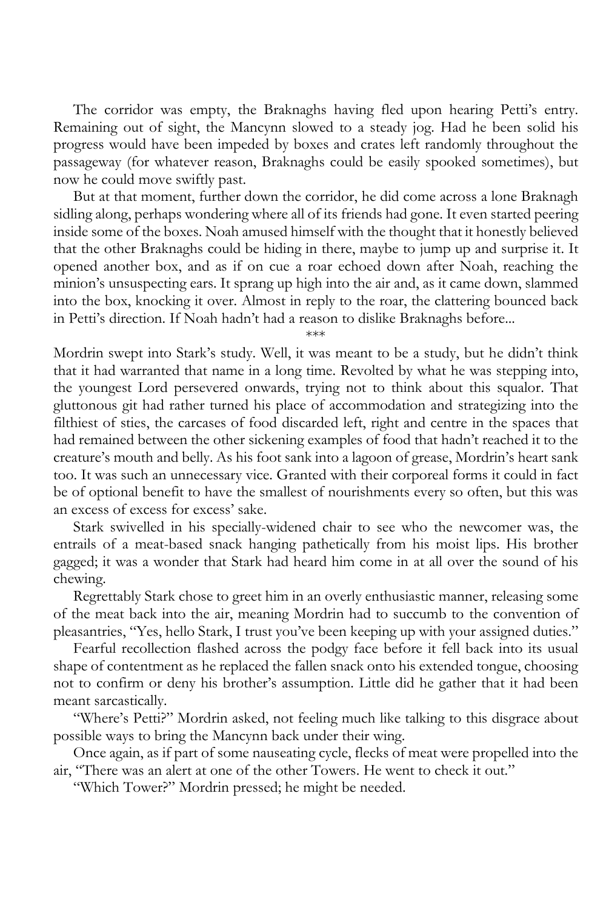The corridor was empty, the Braknaghs having fled upon hearing Petti's entry. Remaining out of sight, the Mancynn slowed to a steady jog. Had he been solid his progress would have been impeded by boxes and crates left randomly throughout the passageway (for whatever reason, Braknaghs could be easily spooked sometimes), but now he could move swiftly past.

But at that moment, further down the corridor, he did come across a lone Braknagh sidling along, perhaps wondering where all of its friends had gone. It even started peering inside some of the boxes. Noah amused himself with the thought that it honestly believed that the other Braknaghs could be hiding in there, maybe to jump up and surprise it. It opened another box, and as if on cue a roar echoed down after Noah, reaching the minion's unsuspecting ears. It sprang up high into the air and, as it came down, slammed into the box, knocking it over. Almost in reply to the roar, the clattering bounced back in Petti's direction. If Noah hadn't had a reason to dislike Braknaghs before...

\*\*\*

Mordrin swept into Stark's study. Well, it was meant to be a study, but he didn't think that it had warranted that name in a long time. Revolted by what he was stepping into, the youngest Lord persevered onwards, trying not to think about this squalor. That gluttonous git had rather turned his place of accommodation and strategizing into the filthiest of sties, the carcases of food discarded left, right and centre in the spaces that had remained between the other sickening examples of food that hadn't reached it to the creature's mouth and belly. As his foot sank into a lagoon of grease, Mordrin's heart sank too. It was such an unnecessary vice. Granted with their corporeal forms it could in fact be of optional benefit to have the smallest of nourishments every so often, but this was an excess of excess for excess' sake.

Stark swivelled in his specially-widened chair to see who the newcomer was, the entrails of a meat-based snack hanging pathetically from his moist lips. His brother gagged; it was a wonder that Stark had heard him come in at all over the sound of his chewing.

Regrettably Stark chose to greet him in an overly enthusiastic manner, releasing some of the meat back into the air, meaning Mordrin had to succumb to the convention of pleasantries, "Yes, hello Stark, I trust you've been keeping up with your assigned duties."

Fearful recollection flashed across the podgy face before it fell back into its usual shape of contentment as he replaced the fallen snack onto his extended tongue, choosing not to confirm or deny his brother's assumption. Little did he gather that it had been meant sarcastically.

"Where's Petti?" Mordrin asked, not feeling much like talking to this disgrace about possible ways to bring the Mancynn back under their wing.

Once again, as if part of some nauseating cycle, flecks of meat were propelled into the air, "There was an alert at one of the other Towers. He went to check it out."

"Which Tower?" Mordrin pressed; he might be needed.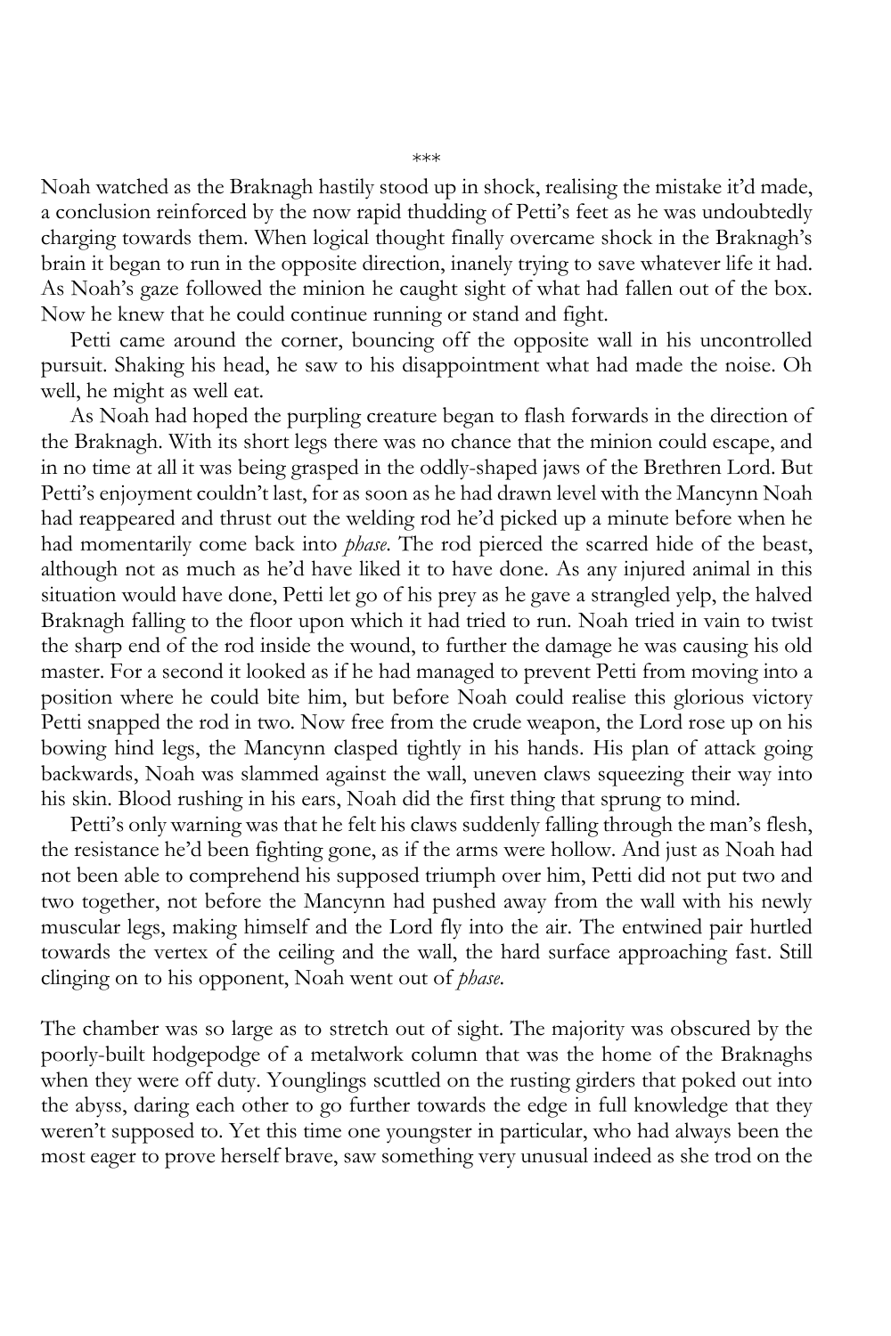\*\*\*

Noah watched as the Braknagh hastily stood up in shock, realising the mistake it'd made, a conclusion reinforced by the now rapid thudding of Petti's feet as he was undoubtedly charging towards them. When logical thought finally overcame shock in the Braknagh's brain it began to run in the opposite direction, inanely trying to save whatever life it had. As Noah's gaze followed the minion he caught sight of what had fallen out of the box. Now he knew that he could continue running or stand and fight.

Petti came around the corner, bouncing off the opposite wall in his uncontrolled pursuit. Shaking his head, he saw to his disappointment what had made the noise. Oh well, he might as well eat.

As Noah had hoped the purpling creature began to flash forwards in the direction of the Braknagh. With its short legs there was no chance that the minion could escape, and in no time at all it was being grasped in the oddly-shaped jaws of the Brethren Lord. But Petti's enjoyment couldn't last, for as soon as he had drawn level with the Mancynn Noah had reappeared and thrust out the welding rod he'd picked up a minute before when he had momentarily come back into *phase*. The rod pierced the scarred hide of the beast, although not as much as he'd have liked it to have done. As any injured animal in this situation would have done, Petti let go of his prey as he gave a strangled yelp, the halved Braknagh falling to the floor upon which it had tried to run. Noah tried in vain to twist the sharp end of the rod inside the wound, to further the damage he was causing his old master. For a second it looked as if he had managed to prevent Petti from moving into a position where he could bite him, but before Noah could realise this glorious victory Petti snapped the rod in two. Now free from the crude weapon, the Lord rose up on his bowing hind legs, the Mancynn clasped tightly in his hands. His plan of attack going backwards, Noah was slammed against the wall, uneven claws squeezing their way into his skin. Blood rushing in his ears, Noah did the first thing that sprung to mind.

Petti's only warning was that he felt his claws suddenly falling through the man's flesh, the resistance he'd been fighting gone, as if the arms were hollow. And just as Noah had not been able to comprehend his supposed triumph over him, Petti did not put two and two together, not before the Mancynn had pushed away from the wall with his newly muscular legs, making himself and the Lord fly into the air. The entwined pair hurtled towards the vertex of the ceiling and the wall, the hard surface approaching fast. Still clinging on to his opponent, Noah went out of *phase*.

The chamber was so large as to stretch out of sight. The majority was obscured by the poorly-built hodgepodge of a metalwork column that was the home of the Braknaghs when they were off duty. Younglings scuttled on the rusting girders that poked out into the abyss, daring each other to go further towards the edge in full knowledge that they weren't supposed to. Yet this time one youngster in particular, who had always been the most eager to prove herself brave, saw something very unusual indeed as she trod on the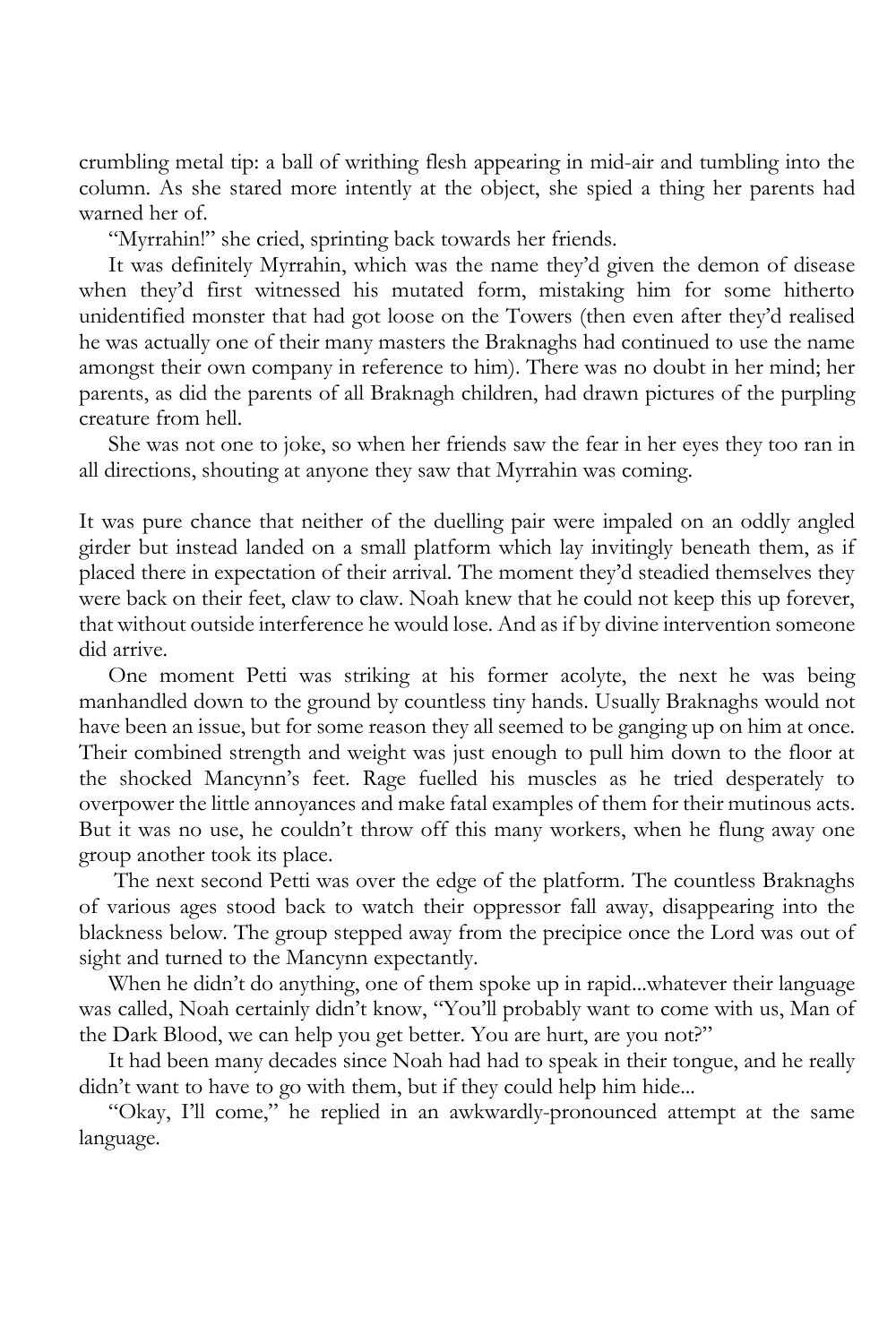crumbling metal tip: a ball of writhing flesh appearing in mid-air and tumbling into the column. As she stared more intently at the object, she spied a thing her parents had warned her of.

"Myrrahin!" she cried, sprinting back towards her friends.

It was definitely Myrrahin, which was the name they'd given the demon of disease when they'd first witnessed his mutated form, mistaking him for some hitherto unidentified monster that had got loose on the Towers (then even after they'd realised he was actually one of their many masters the Braknaghs had continued to use the name amongst their own company in reference to him). There was no doubt in her mind; her parents, as did the parents of all Braknagh children, had drawn pictures of the purpling creature from hell.

She was not one to joke, so when her friends saw the fear in her eyes they too ran in all directions, shouting at anyone they saw that Myrrahin was coming.

It was pure chance that neither of the duelling pair were impaled on an oddly angled girder but instead landed on a small platform which lay invitingly beneath them, as if placed there in expectation of their arrival. The moment they'd steadied themselves they were back on their feet, claw to claw. Noah knew that he could not keep this up forever, that without outside interference he would lose. And as if by divine intervention someone did arrive.

One moment Petti was striking at his former acolyte, the next he was being manhandled down to the ground by countless tiny hands. Usually Braknaghs would not have been an issue, but for some reason they all seemed to be ganging up on him at once. Their combined strength and weight was just enough to pull him down to the floor at the shocked Mancynn's feet. Rage fuelled his muscles as he tried desperately to overpower the little annoyances and make fatal examples of them for their mutinous acts. But it was no use, he couldn't throw off this many workers, when he flung away one group another took its place.

The next second Petti was over the edge of the platform. The countless Braknaghs of various ages stood back to watch their oppressor fall away, disappearing into the blackness below. The group stepped away from the precipice once the Lord was out of sight and turned to the Mancynn expectantly.

When he didn't do anything, one of them spoke up in rapid...whatever their language was called, Noah certainly didn't know, "You'll probably want to come with us, Man of the Dark Blood, we can help you get better. You are hurt, are you not?"

It had been many decades since Noah had had to speak in their tongue, and he really didn't want to have to go with them, but if they could help him hide...

"Okay, I'll come," he replied in an awkwardly-pronounced attempt at the same language.